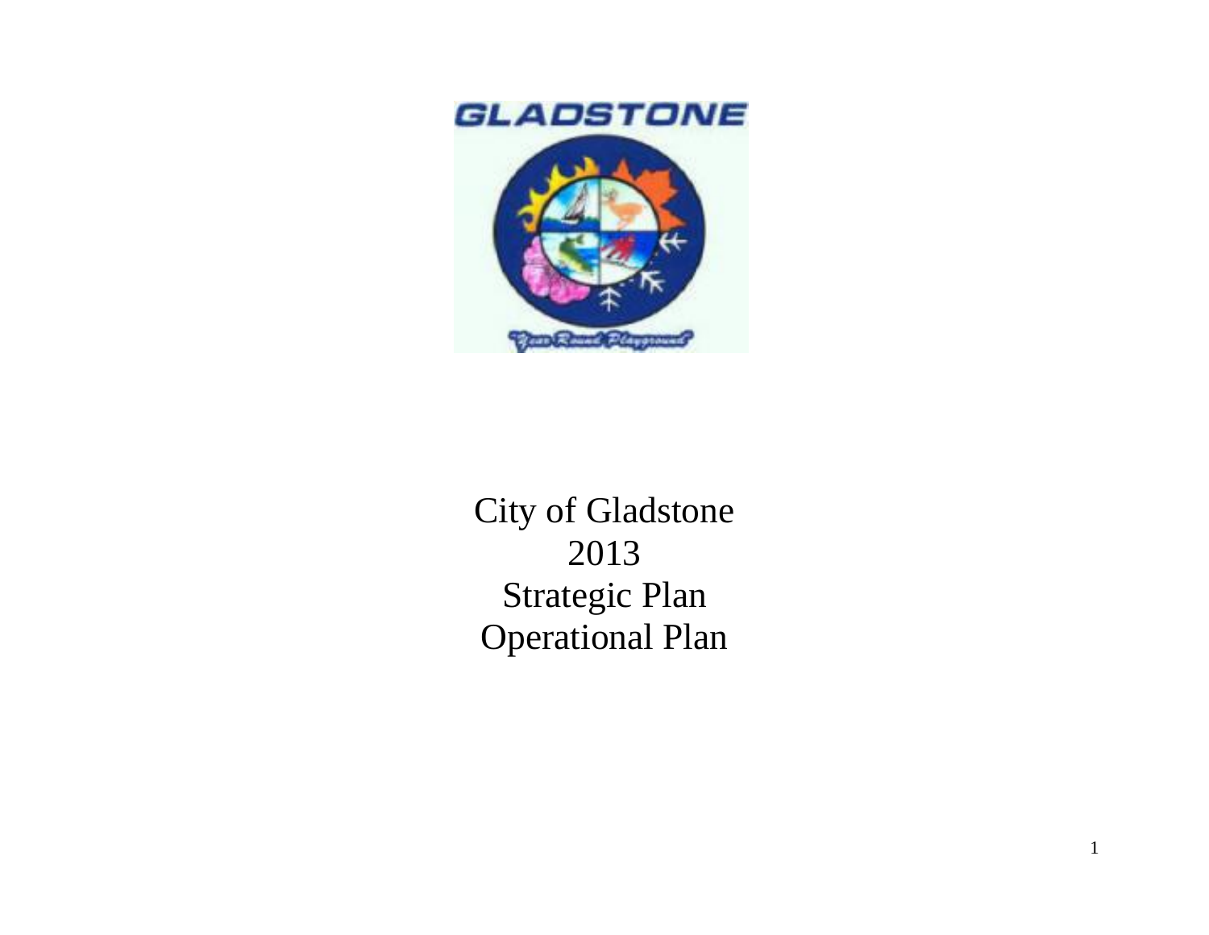City of Gladstone

2013

Strategic Plan

Operational Plan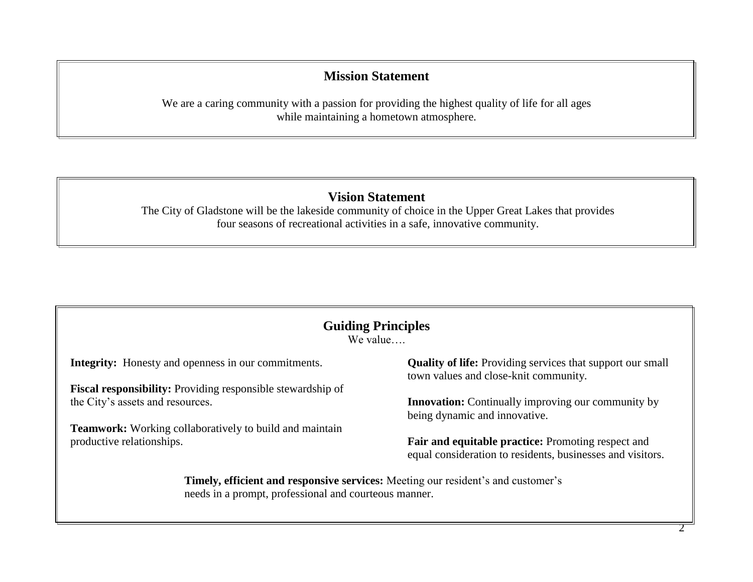## Mission Statement

We are a caring community with a passion for providing the highest quality of life for all ages while maintaining a hometown atmosphere.

## Vision Statement

The City of Gladstone will be the lakeside community of choice in the Upper Great Lakes that provides four seasons of recreational activities in a safe, innovative community.

## Guiding Principles

We value….

**Integrity:** Honesty and openness in our commitments.

**Fiscal responsibility:** Providing responsible stewardship of the City's assets and resources.

**Teamwork:** Working collaboratively to build and maintain productive relationships.

**Quality of life:** Providing services that support our small town values and close-knit community.

**Innovation:** Continually improving our community by being dynamic and innovative.

**Fair and equitable practice:** Promoting respect and equal consideration to residents, businesses and visitors.

**Timely, efficient and responsive services:** Meeting our resident's and customer's needs in a prompt, professional and courteous manner.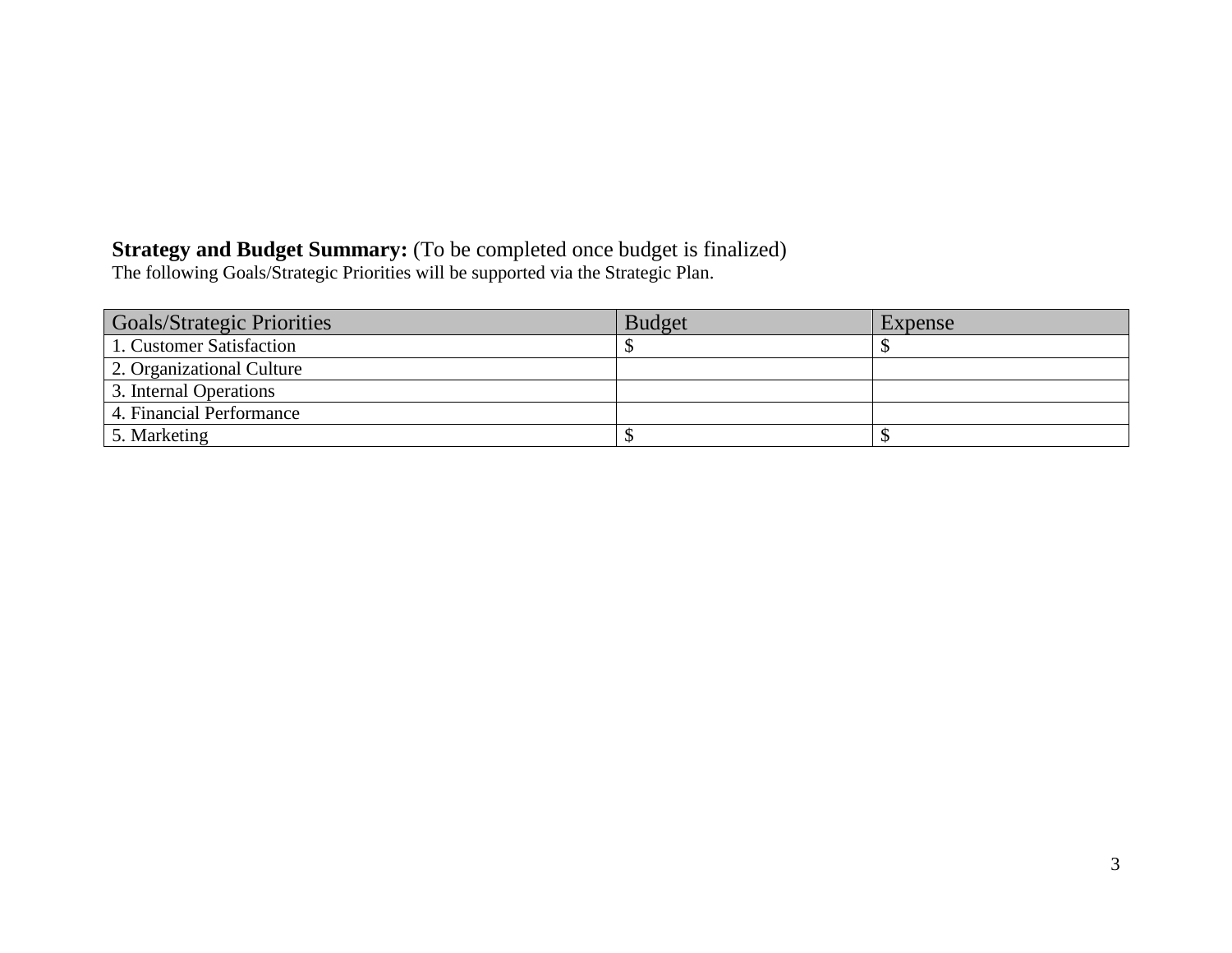**Strategy and Budget Summary:** (To be completed once budget is finalized)
The following Goals/Strategic Priorities will be supported via the Strategic Plan.

| Goals/Strategic Priorities | Budget | Expense |
|---|---|---|
| 1. Customer Satisfaction | $ | $ |
| 2. Organizational Culture | | |
| 3. Internal Operations | | |
| 4. Financial Performance | | |
| 5. Marketing | $ | $ |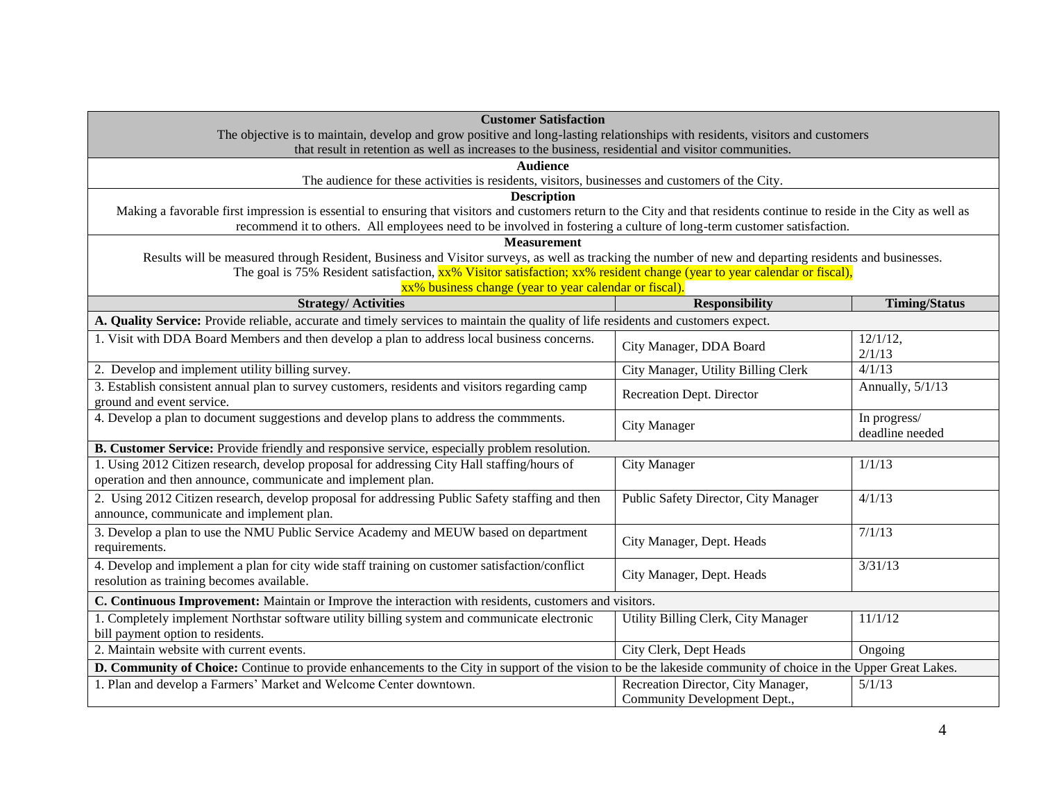| Customer Satisfaction<br>The objective is to maintain, develop and grow positive and long-lasting relationships with residents, visitors and customers that result in retention as well as increases to the business, residential and visitor communities. | | |
|---|---|---|
| **Audience**<br>The audience for these activities is residents, visitors, businesses and customers of the City. | | |
| **Description**<br>Making a favorable first impression is essential to ensuring that visitors and customers return to the City and that residents continue to reside in the City as well as recommend it to others. All employees need to be involved in fostering a culture of long-term customer satisfaction. | | |
| **Measurement**<br>Results will be measured through Resident, Business and Visitor surveys, as well as tracking the number of new and departing residents and businesses.<br>The goal is 75% Resident satisfaction, xx% Visitor satisfaction; xx% resident change (year to year calendar or fiscal), xx% business change (year to year calendar or fiscal). | | |
| **Strategy/ Activities** | **Responsibility** | **Timing/Status** |
| **A. Quality Service:** Provide reliable, accurate and timely services to maintain the quality of life residents and customers expect. | | |
| 1. Visit with DDA Board Members and then develop a plan to address local business concerns. | City Manager, DDA Board | 12/1/12, 2/1/13 |
| 2. Develop and implement utility billing survey. | City Manager, Utility Billing Clerk | 4/1/13 |
| 3. Establish consistent annual plan to survey customers, residents and visitors regarding camp ground and event service. | Recreation Dept. Director | Annually, 5/1/13 |
| 4. Develop a plan to document suggestions and develop plans to address the commments. | City Manager | In progress/ deadline needed |
| **B. Customer Service:** Provide friendly and responsive service, especially problem resolution. | | |
| 1. Using 2012 Citizen research, develop proposal for addressing City Hall staffing/hours of operation and then announce, communicate and implement plan. | City Manager | 1/1/13 |
| 2. Using 2012 Citizen research, develop proposal for addressing Public Safety staffing and then announce, communicate and implement plan. | Public Safety Director, City Manager | 4/1/13 |
| 3. Develop a plan to use the NMU Public Service Academy and MEUW based on department requirements. | City Manager, Dept. Heads | 7/1/13 |
| 4. Develop and implement a plan for city wide staff training on customer satisfaction/conflict resolution as training becomes available. | City Manager, Dept. Heads | 3/31/13 |
| **C. Continuous Improvement:** Maintain or Improve the interaction with residents, customers and visitors. | | |
| 1. Completely implement Northstar software utility billing system and communicate electronic bill payment option to residents. | Utility Billing Clerk, City Manager | 11/1/12 |
| 2. Maintain website with current events. | City Clerk, Dept Heads | Ongoing |
| **D. Community of Choice:** Continue to provide enhancements to the City in support of the vision to be the lakeside community of choice in the Upper Great Lakes. | | |
| 1. Plan and develop a Farmers' Market and Welcome Center downtown. | Recreation Director, City Manager, Community Development Dept., | 5/1/13 |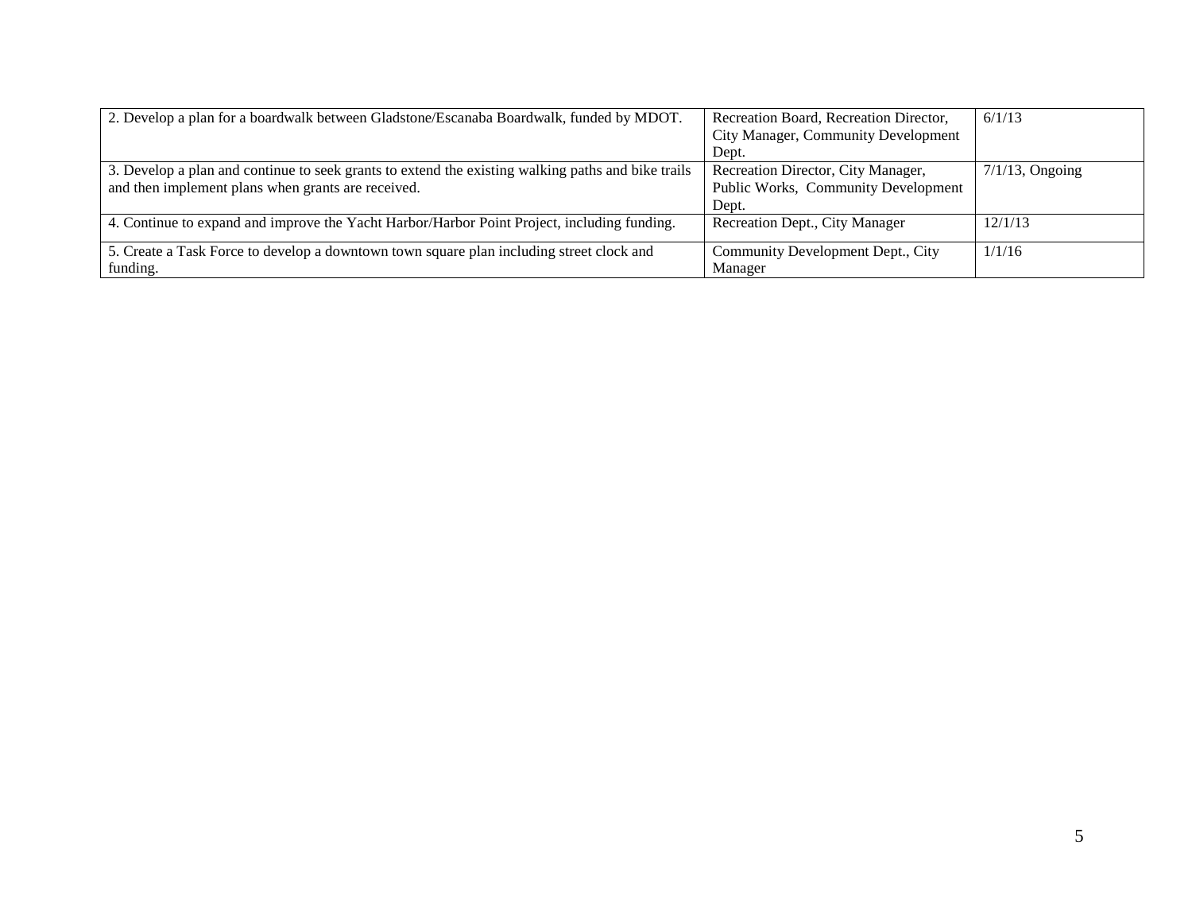| | | |
|---|---|---|
| 2. Develop a plan for a boardwalk between Gladstone/Escanaba Boardwalk, funded by MDOT. | Recreation Board, Recreation Director, City Manager, Community Development Dept. | 6/1/13 |
| 3. Develop a plan and continue to seek grants to extend the existing walking paths and bike trails and then implement plans when grants are received. | Recreation Director, City Manager, Public Works, Community Development Dept. | 7/1/13, Ongoing |
| 4. Continue to expand and improve the Yacht Harbor/Harbor Point Project, including funding. | Recreation Dept., City Manager | 12/1/13 |
| 5. Create a Task Force to develop a downtown town square plan including street clock and funding. | Community Development Dept., City Manager | 1/1/16 |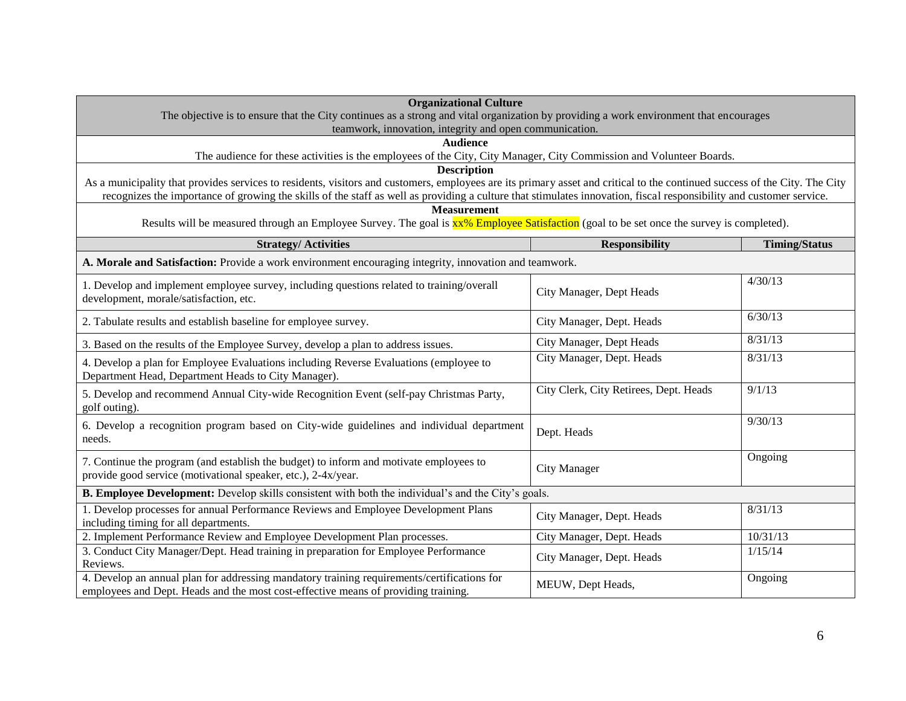## Organizational Culture

The objective is to ensure that the City continues as a strong and vital organization by providing a work environment that encourages teamwork, innovation, integrity and open communication.

**Audience**

The audience for these activities is the employees of the City, City Manager, City Commission and Volunteer Boards.

**Description**

As a municipality that provides services to residents, visitors and customers, employees are its primary asset and critical to the continued success of the City. The City recognizes the importance of growing the skills of the staff as well as providing a culture that stimulates innovation, fiscal responsibility and customer service.

**Measurement**

Results will be measured through an Employee Survey. The goal is xx% Employee Satisfaction (goal to be set once the survey is completed).

| Strategy/ Activities | Responsibility | Timing/Status |
|---|---|---|
| **A. Morale and Satisfaction:** Provide a work environment encouraging integrity, innovation and teamwork. | | |
| 1. Develop and implement employee survey, including questions related to training/overall development, morale/satisfaction, etc. | City Manager, Dept Heads | 4/30/13 |
| 2. Tabulate results and establish baseline for employee survey. | City Manager, Dept. Heads | 6/30/13 |
| 3. Based on the results of the Employee Survey, develop a plan to address issues. | City Manager, Dept Heads | 8/31/13 |
| 4. Develop a plan for Employee Evaluations including Reverse Evaluations (employee to Department Head, Department Heads to City Manager). | City Manager, Dept. Heads | 8/31/13 |
| 5. Develop and recommend Annual City-wide Recognition Event (self-pay Christmas Party, golf outing). | City Clerk, City Retirees, Dept. Heads | 9/1/13 |
| 6. Develop a recognition program based on City-wide guidelines and individual department needs. | Dept. Heads | 9/30/13 |
| 7. Continue the program (and establish the budget) to inform and motivate employees to provide good service (motivational speaker, etc.), 2-4x/year. | City Manager | Ongoing |
| **B. Employee Development:** Develop skills consistent with both the individual's and the City's goals. | | |
| 1. Develop processes for annual Performance Reviews and Employee Development Plans including timing for all departments. | City Manager, Dept. Heads | 8/31/13 |
| 2. Implement Performance Review and Employee Development Plan processes. | City Manager, Dept. Heads | 10/31/13 |
| 3. Conduct City Manager/Dept. Head training in preparation for Employee Performance Reviews. | City Manager, Dept. Heads | 1/15/14 |
| 4. Develop an annual plan for addressing mandatory training requirements/certifications for employees and Dept. Heads and the most cost-effective means of providing training. | MEUW, Dept Heads, | Ongoing |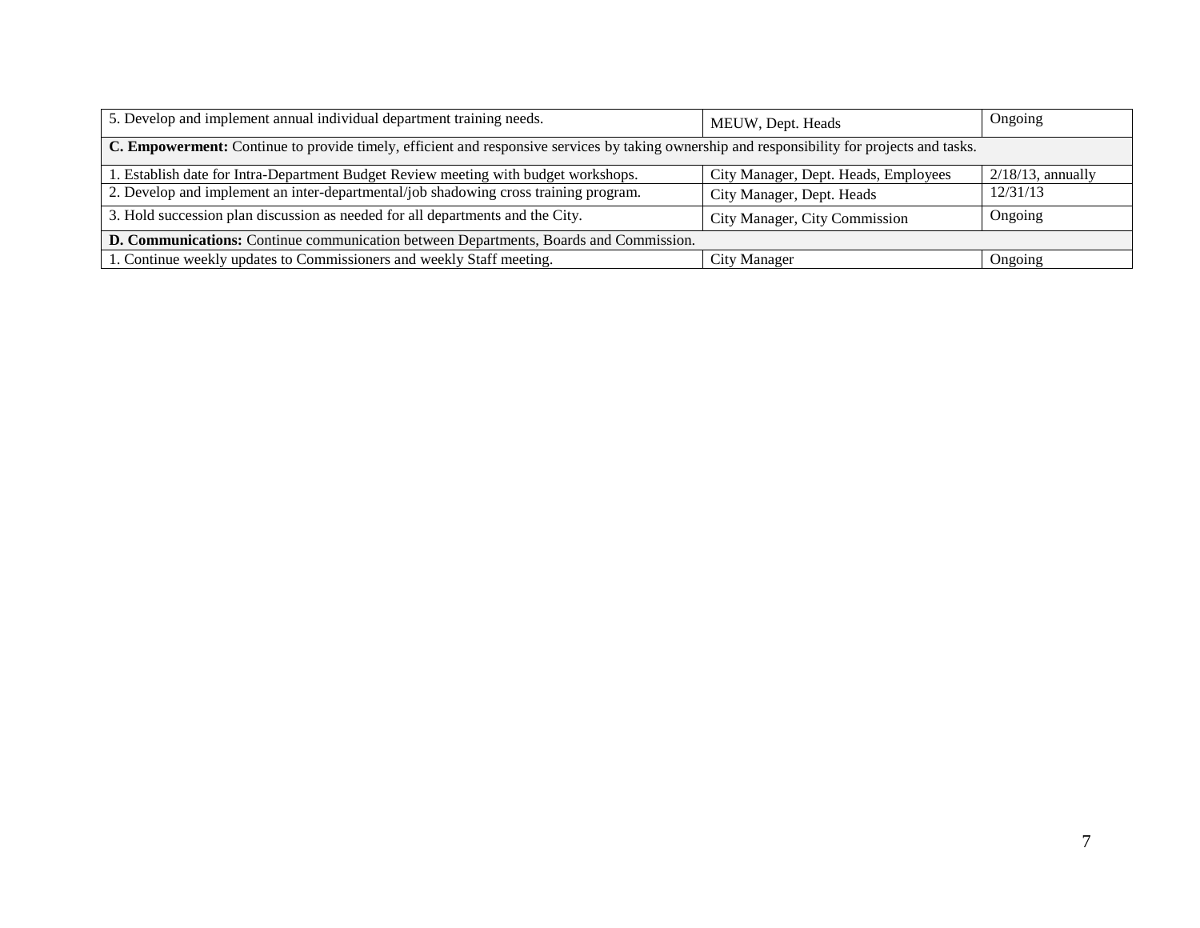| | | |
|---|---|---|
| 5. Develop and implement annual individual department training needs. | MEUW, Dept. Heads | Ongoing |
| **C. Empowerment:** Continue to provide timely, efficient and responsive services by taking ownership and responsibility for projects and tasks. | | |
| 1. Establish date for Intra-Department Budget Review meeting with budget workshops. | City Manager, Dept. Heads, Employees | 2/18/13, annually |
| 2. Develop and implement an inter-departmental/job shadowing cross training program. | City Manager, Dept. Heads | 12/31/13 |
| 3. Hold succession plan discussion as needed for all departments and the City. | City Manager, City Commission | Ongoing |
| **D. Communications:** Continue communication between Departments, Boards and Commission. | | |
| 1. Continue weekly updates to Commissioners and weekly Staff meeting. | City Manager | Ongoing |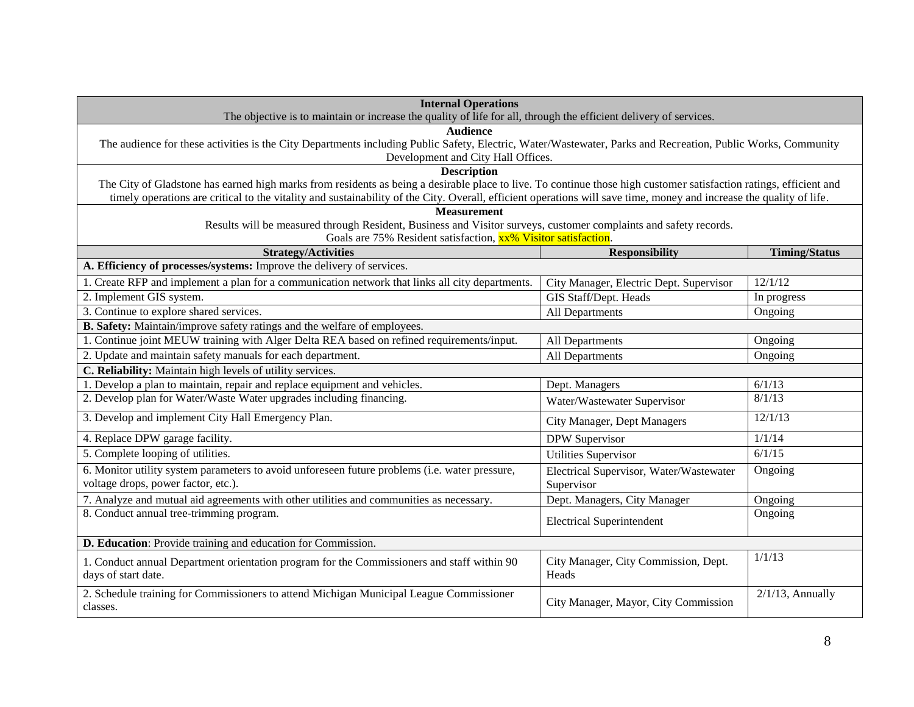| Internal Operations<br>The objective is to maintain or increase the quality of life for all, through the efficient delivery of services. | | |
|---|---|---|
| **Audience**<br>The audience for these activities is the City Departments including Public Safety, Electric, Water/Wastewater, Parks and Recreation, Public Works, Community Development and City Hall Offices. | | |
| **Description**<br>The City of Gladstone has earned high marks from residents as being a desirable place to live. To continue those high customer satisfaction ratings, efficient and timely operations are critical to the vitality and sustainability of the City. Overall, efficient operations will save time, money and increase the quality of life. | | |
| **Measurement**<br>Results will be measured through Resident, Business and Visitor surveys, customer complaints and safety records.<br>Goals are 75% Resident satisfaction, xx% Visitor satisfaction. | | |
| **Strategy/Activities** | **Responsibility** | **Timing/Status** |
| **A. Efficiency of processes/systems:** Improve the delivery of services. | | |
| 1. Create RFP and implement a plan for a communication network that links all city departments. | City Manager, Electric Dept. Supervisor | 12/1/12 |
| 2. Implement GIS system. | GIS Staff/Dept. Heads | In progress |
| 3. Continue to explore shared services. | All Departments | Ongoing |
| **B. Safety:** Maintain/improve safety ratings and the welfare of employees. | | |
| 1. Continue joint MEUW training with Alger Delta REA based on refined requirements/input. | All Departments | Ongoing |
| 2. Update and maintain safety manuals for each department. | All Departments | Ongoing |
| **C. Reliability:** Maintain high levels of utility services. | | |
| 1. Develop a plan to maintain, repair and replace equipment and vehicles. | Dept. Managers | 6/1/13 |
| 2. Develop plan for Water/Waste Water upgrades including financing. | Water/Wastewater Supervisor | 8/1/13 |
| 3. Develop and implement City Hall Emergency Plan. | City Manager, Dept Managers | 12/1/13 |
| 4. Replace DPW garage facility. | DPW Supervisor | 1/1/14 |
| 5. Complete looping of utilities. | Utilities Supervisor | 6/1/15 |
| 6. Monitor utility system parameters to avoid unforeseen future problems (i.e. water pressure, voltage drops, power factor, etc.). | Electrical Supervisor, Water/Wastewater Supervisor | Ongoing |
| 7. Analyze and mutual aid agreements with other utilities and communities as necessary. | Dept. Managers, City Manager | Ongoing |
| 8. Conduct annual tree-trimming program. | Electrical Superintendent | Ongoing |
| **D. Education**: Provide training and education for Commission. | | |
| 1. Conduct annual Department orientation program for the Commissioners and staff within 90 days of start date. | City Manager, City Commission, Dept. Heads | 1/1/13 |
| 2. Schedule training for Commissioners to attend Michigan Municipal League Commissioner classes. | City Manager, Mayor, City Commission | 2/1/13, Annually |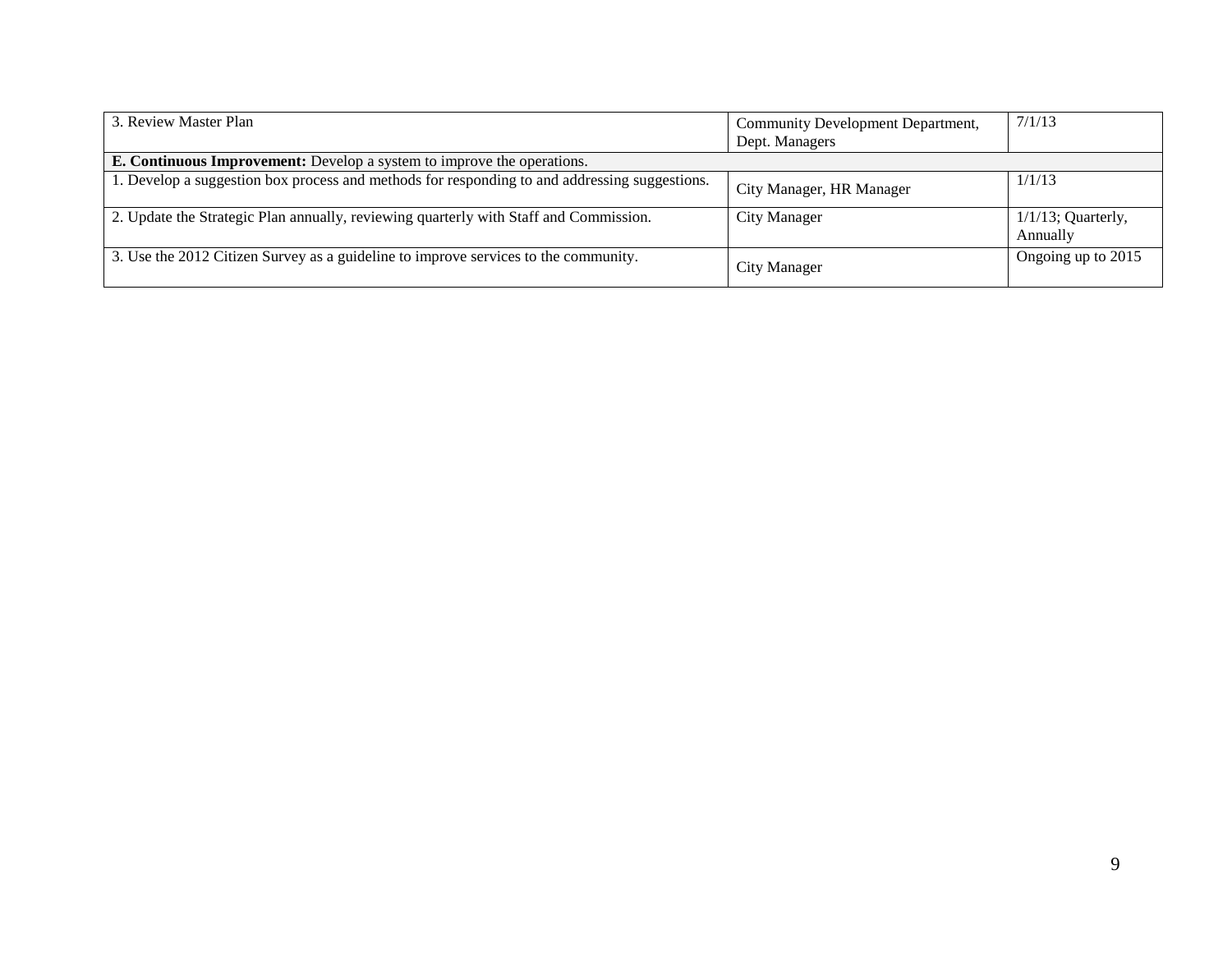| 3. Review Master Plan | Community Development Department, Dept. Managers | 7/1/13 |
|---|---|---|
| **E. Continuous Improvement:** Develop a system to improve the operations. | | |
| 1. Develop a suggestion box process and methods for responding to and addressing suggestions. | City Manager, HR Manager | 1/1/13 |
| 2. Update the Strategic Plan annually, reviewing quarterly with Staff and Commission. | City Manager | 1/1/13; Quarterly, Annually |
| 3. Use the 2012 Citizen Survey as a guideline to improve services to the community. | City Manager | Ongoing up to 2015 |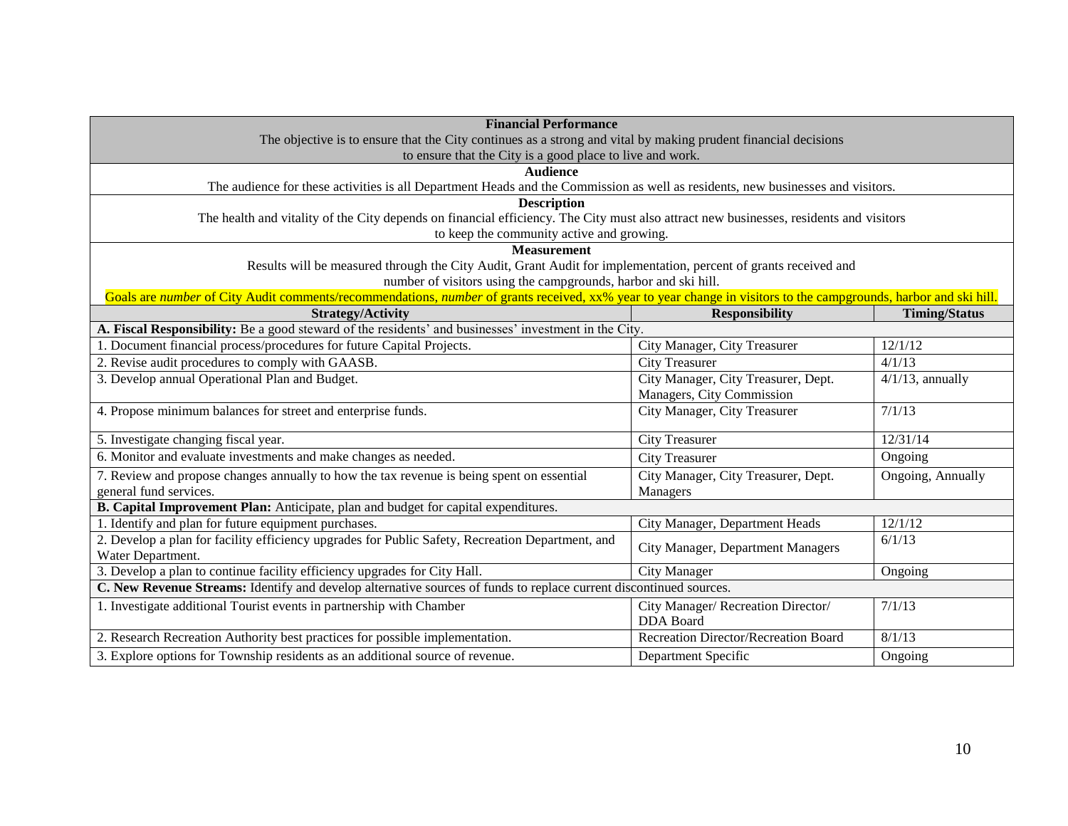**Financial Performance**

The objective is to ensure that the City continues as a strong and vital by making prudent financial decisions to ensure that the City is a good place to live and work.

**Audience**

The audience for these activities is all Department Heads and the Commission as well as residents, new businesses and visitors.

**Description**

The health and vitality of the City depends on financial efficiency. The City must also attract new businesses, residents and visitors to keep the community active and growing.

**Measurement**

Results will be measured through the City Audit, Grant Audit for implementation, percent of grants received and number of visitors using the campgrounds, harbor and ski hill.

Goals are *number* of City Audit comments/recommendations, *number* of grants received, xx% year to year change in visitors to the campgrounds, harbor and ski hill.

| Strategy/Activity | Responsibility | Timing/Status |
|---|---|---|
| **A. Fiscal Responsibility:** Be a good steward of the residents' and businesses' investment in the City. | | |
| 1. Document financial process/procedures for future Capital Projects. | City Manager, City Treasurer | 12/1/12 |
| 2. Revise audit procedures to comply with GAASB. | City Treasurer | 4/1/13 |
| 3. Develop annual Operational Plan and Budget. | City Manager, City Treasurer, Dept. Managers, City Commission | 4/1/13, annually |
| 4. Propose minimum balances for street and enterprise funds. | City Manager, City Treasurer | 7/1/13 |
| 5. Investigate changing fiscal year. | City Treasurer | 12/31/14 |
| 6. Monitor and evaluate investments and make changes as needed. | City Treasurer | Ongoing |
| 7. Review and propose changes annually to how the tax revenue is being spent on essential general fund services. | City Manager, City Treasurer, Dept. Managers | Ongoing, Annually |
| **B. Capital Improvement Plan:** Anticipate, plan and budget for capital expenditures. | | |
| 1. Identify and plan for future equipment purchases. | City Manager, Department Heads | 12/1/12 |
| 2. Develop a plan for facility efficiency upgrades for Public Safety, Recreation Department, and Water Department. | City Manager, Department Managers | 6/1/13 |
| 3. Develop a plan to continue facility efficiency upgrades for City Hall. | City Manager | Ongoing |
| **C. New Revenue Streams:** Identify and develop alternative sources of funds to replace current discontinued sources. | | |
| 1. Investigate additional Tourist events in partnership with Chamber | City Manager/ Recreation Director/ DDA Board | 7/1/13 |
| 2. Research Recreation Authority best practices for possible implementation. | Recreation Director/Recreation Board | 8/1/13 |
| 3. Explore options for Township residents as an additional source of revenue. | Department Specific | Ongoing |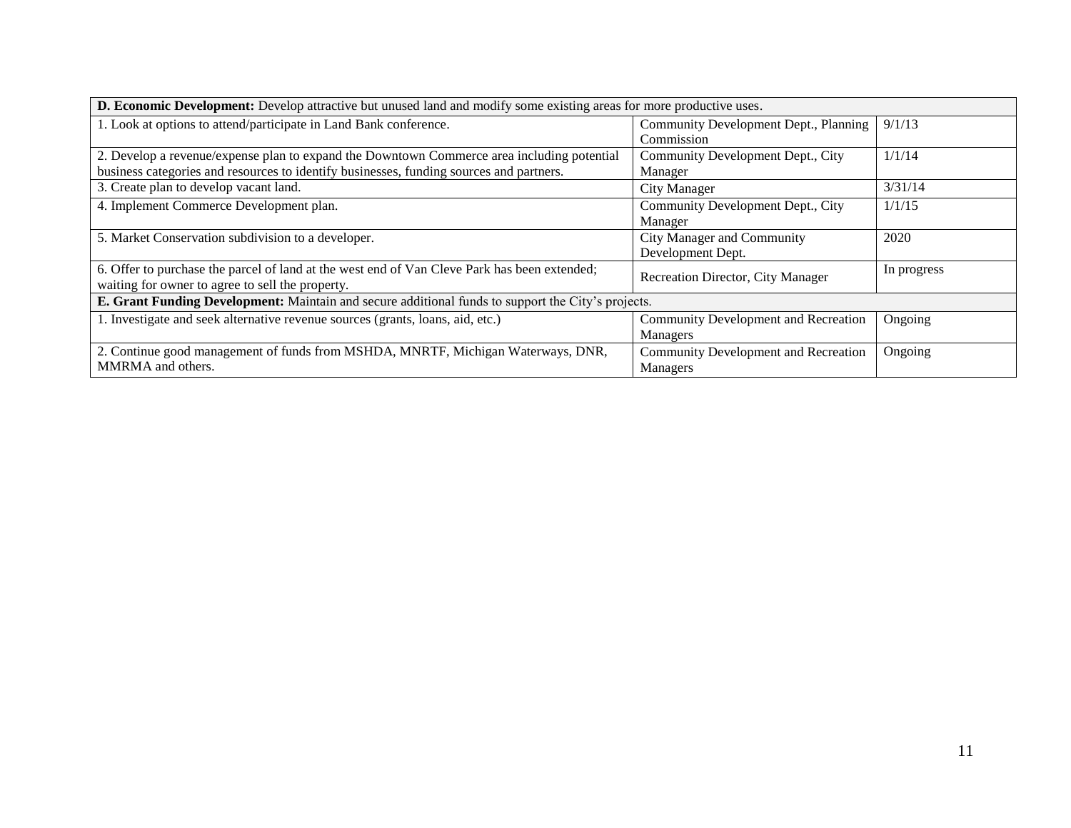| **D. Economic Development:** Develop attractive but unused land and modify some existing areas for more productive uses. | | |
|---|---|---|
| 1. Look at options to attend/participate in Land Bank conference. | Community Development Dept., Planning Commission | 9/1/13 |
| 2. Develop a revenue/expense plan to expand the Downtown Commerce area including potential business categories and resources to identify businesses, funding sources and partners. | Community Development Dept., City Manager | 1/1/14 |
| 3. Create plan to develop vacant land. | City Manager | 3/31/14 |
| 4. Implement Commerce Development plan. | Community Development Dept., City Manager | 1/1/15 |
| 5. Market Conservation subdivision to a developer. | City Manager and Community Development Dept. | 2020 |
| 6. Offer to purchase the parcel of land at the west end of Van Cleve Park has been extended; waiting for owner to agree to sell the property. | Recreation Director, City Manager | In progress |
| **E. Grant Funding Development:** Maintain and secure additional funds to support the City's projects. | | |
| 1. Investigate and seek alternative revenue sources (grants, loans, aid, etc.) | Community Development and Recreation Managers | Ongoing |
| 2. Continue good management of funds from MSHDA, MNRTF, Michigan Waterways, DNR, MMRMA and others. | Community Development and Recreation Managers | Ongoing |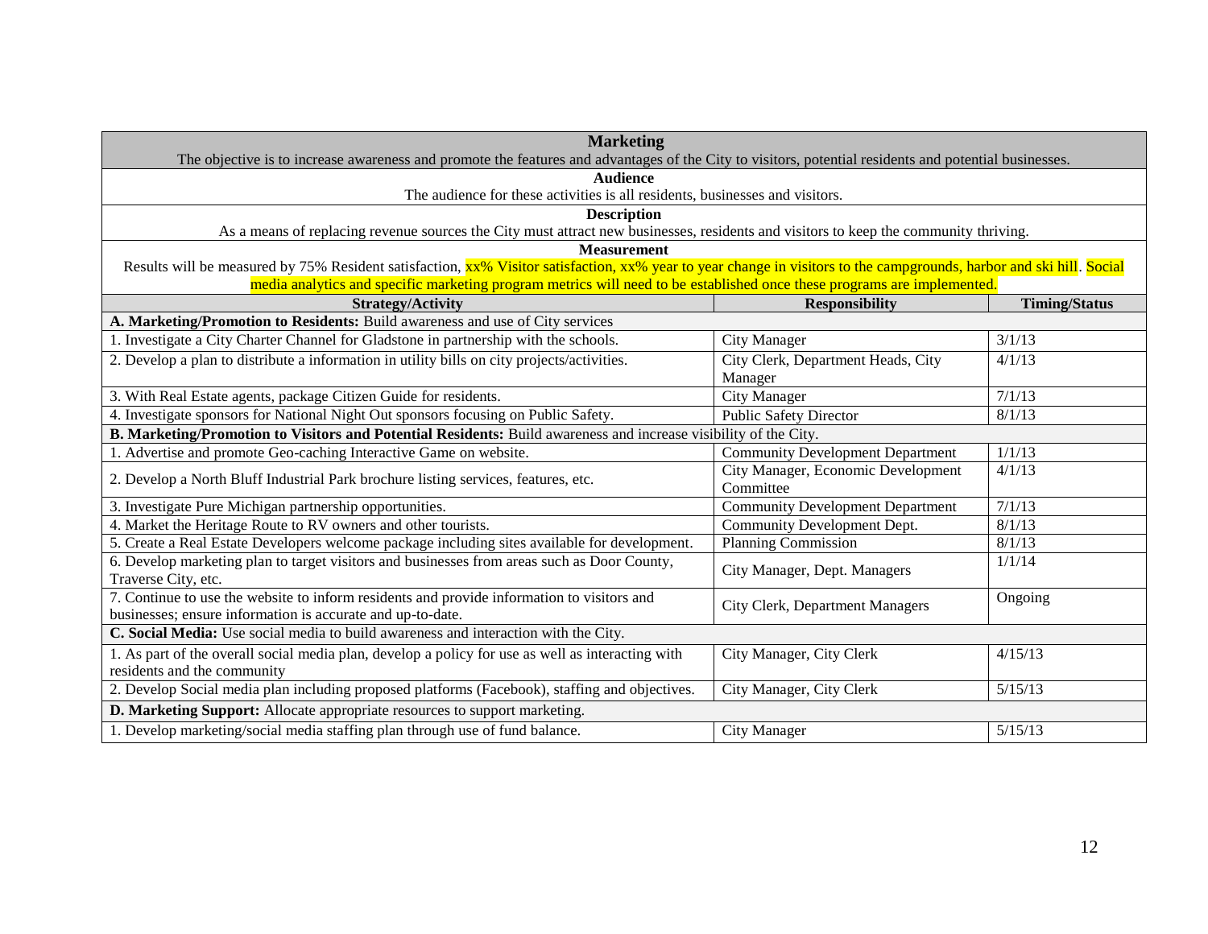| Marketing | | |
|---|---|---|
| The objective is to increase awareness and promote the features and advantages of the City to visitors, potential residents and potential businesses. | | |
| **Audience** | | |
| The audience for these activities is all residents, businesses and visitors. | | |
| **Description** | | |
| As a means of replacing revenue sources the City must attract new businesses, residents and visitors to keep the community thriving. | | |
| **Measurement** | | |
| Results will be measured by 75% Resident satisfaction, xx% Visitor satisfaction, xx% year to year change in visitors to the campgrounds, harbor and ski hill. Social media analytics and specific marketing program metrics will need to be established once these programs are implemented. | | |
| **Strategy/Activity** | **Responsibility** | **Timing/Status** |
| **A. Marketing/Promotion to Residents:** Build awareness and use of City services | | |
| 1. Investigate a City Charter Channel for Gladstone in partnership with the schools. | City Manager | 3/1/13 |
| 2. Develop a plan to distribute a information in utility bills on city projects/activities. | City Clerk, Department Heads, City Manager | 4/1/13 |
| 3. With Real Estate agents, package Citizen Guide for residents. | City Manager | 7/1/13 |
| 4. Investigate sponsors for National Night Out sponsors focusing on Public Safety. | Public Safety Director | 8/1/13 |
| **B. Marketing/Promotion to Visitors and Potential Residents:** Build awareness and increase visibility of the City. | | |
| 1. Advertise and promote Geo-caching Interactive Game on website. | Community Development Department | 1/1/13 |
| 2. Develop a North Bluff Industrial Park brochure listing services, features, etc. | City Manager, Economic Development Committee | 4/1/13 |
| 3. Investigate Pure Michigan partnership opportunities. | Community Development Department | 7/1/13 |
| 4. Market the Heritage Route to RV owners and other tourists. | Community Development Dept. | 8/1/13 |
| 5. Create a Real Estate Developers welcome package including sites available for development. | Planning Commission | 8/1/13 |
| 6. Develop marketing plan to target visitors and businesses from areas such as Door County, Traverse City, etc. | City Manager, Dept. Managers | 1/1/14 |
| 7. Continue to use the website to inform residents and provide information to visitors and businesses; ensure information is accurate and up-to-date. | City Clerk, Department Managers | Ongoing |
| **C. Social Media:** Use social media to build awareness and interaction with the City. | | |
| 1. As part of the overall social media plan, develop a policy for use as well as interacting with residents and the community | City Manager, City Clerk | 4/15/13 |
| 2. Develop Social media plan including proposed platforms (Facebook), staffing and objectives. | City Manager, City Clerk | 5/15/13 |
| **D. Marketing Support:** Allocate appropriate resources to support marketing. | | |
| 1. Develop marketing/social media staffing plan through use of fund balance. | City Manager | 5/15/13 |